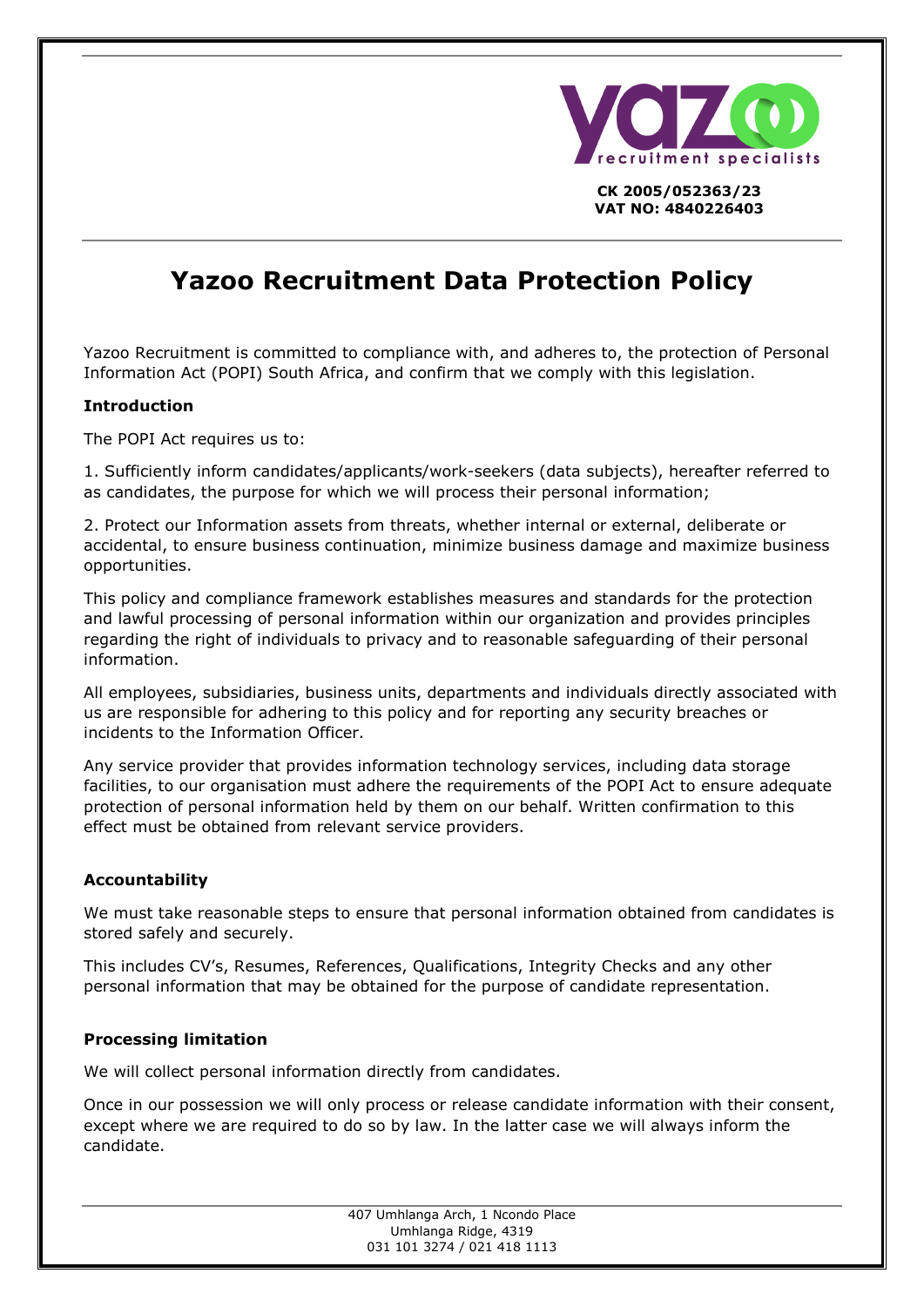CK 2005/052363/23
VAT NO: 4840226403

# Yazoo Recruitment Data Protection Policy

Yazoo Recruitment is committed to compliance with, and adheres to, the protection of Personal Information Act (POPI) South Africa, and confirm that we comply with this legislation.

### Introduction

The POPI Act requires us to:

1. Sufficiently inform candidates/applicants/work-seekers (data subjects), hereafter referred to as candidates, the purpose for which we will process their personal information;

2. Protect our Information assets from threats, whether internal or external, deliberate or accidental, to ensure business continuation, minimize business damage and maximize business opportunities.

This policy and compliance framework establishes measures and standards for the protection and lawful processing of personal information within our organization and provides principles regarding the right of individuals to privacy and to reasonable safeguarding of their personal information.

All employees, subsidiaries, business units, departments and individuals directly associated with us are responsible for adhering to this policy and for reporting any security breaches or incidents to the Information Officer.

Any service provider that provides information technology services, including data storage facilities, to our organisation must adhere the requirements of the POPI Act to ensure adequate protection of personal information held by them on our behalf. Written confirmation to this effect must be obtained from relevant service providers.

### Accountability

We must take reasonable steps to ensure that personal information obtained from candidates is stored safely and securely.

This includes CV's, Resumes, References, Qualifications, Integrity Checks and any other personal information that may be obtained for the purpose of candidate representation.

### Processing limitation

We will collect personal information directly from candidates.

Once in our possession we will only process or release candidate information with their consent, except where we are required to do so by law. In the latter case we will always inform the candidate.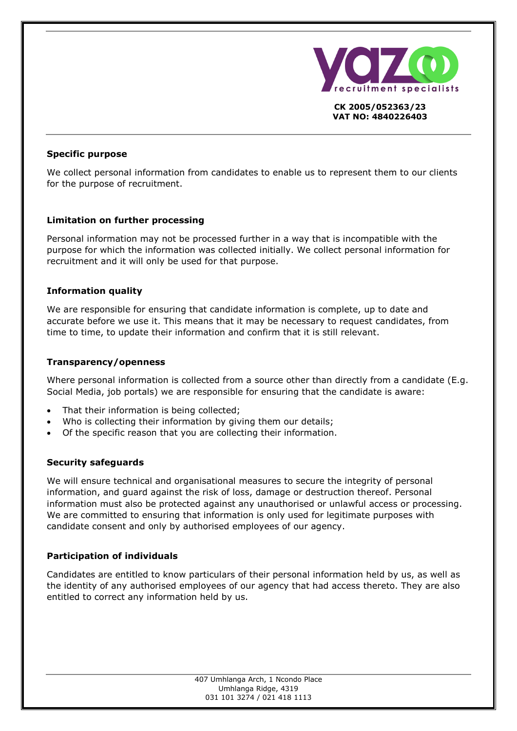**Specific purpose**

We collect personal information from candidates to enable us to represent them to our clients for the purpose of recruitment.

**Limitation on further processing**

Personal information may not be processed further in a way that is incompatible with the purpose for which the information was collected initially. We collect personal information for recruitment and it will only be used for that purpose.

**Information quality**

We are responsible for ensuring that candidate information is complete, up to date and accurate before we use it. This means that it may be necessary to request candidates, from time to time, to update their information and confirm that it is still relevant.

**Transparency/openness**

Where personal information is collected from a source other than directly from a candidate (E.g. Social Media, job portals) we are responsible for ensuring that the candidate is aware:

- That their information is being collected;
- Who is collecting their information by giving them our details;
- Of the specific reason that you are collecting their information.

**Security safeguards**

We will ensure technical and organisational measures to secure the integrity of personal information, and guard against the risk of loss, damage or destruction thereof. Personal information must also be protected against any unauthorised or unlawful access or processing. We are committed to ensuring that information is only used for legitimate purposes with candidate consent and only by authorised employees of our agency.

**Participation of individuals**

Candidates are entitled to know particulars of their personal information held by us, as well as the identity of any authorised employees of our agency that had access thereto. They are also entitled to correct any information held by us.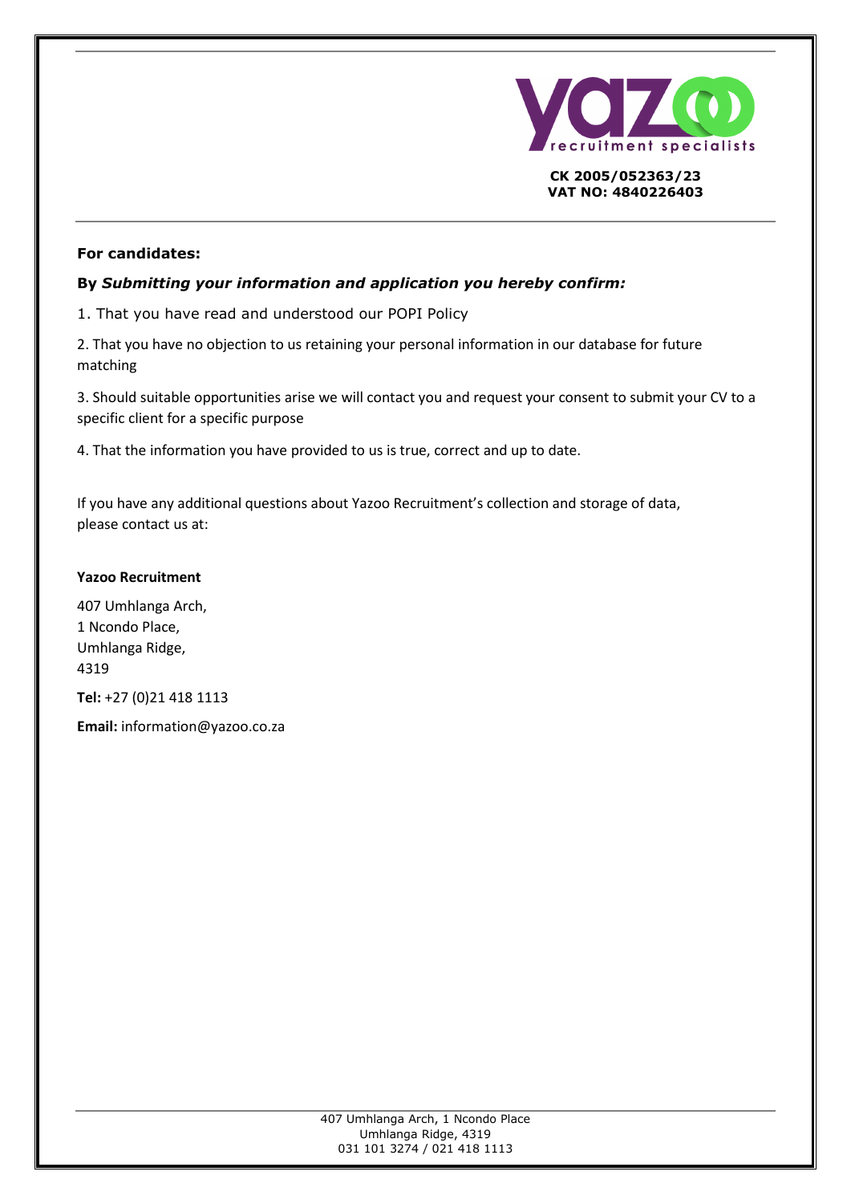CK 2005/052363/23
VAT NO: 4840226403

**For candidates:**

**By *Submitting your information and application you hereby confirm:***

1. That you have read and understood our POPI Policy

2. That you have no objection to us retaining your personal information in our database for future matching

3. Should suitable opportunities arise we will contact you and request your consent to submit your CV to a specific client for a specific purpose

4. That the information you have provided to us is true, correct and up to date.

If you have any additional questions about Yazoo Recruitment's collection and storage of data, please contact us at:

**Yazoo Recruitment**

407 Umhlanga Arch,
1 Ncondo Place,
Umhlanga Ridge,
4319

**Tel:** +27 (0)21 418 1113

**Email:** information@yazoo.co.za